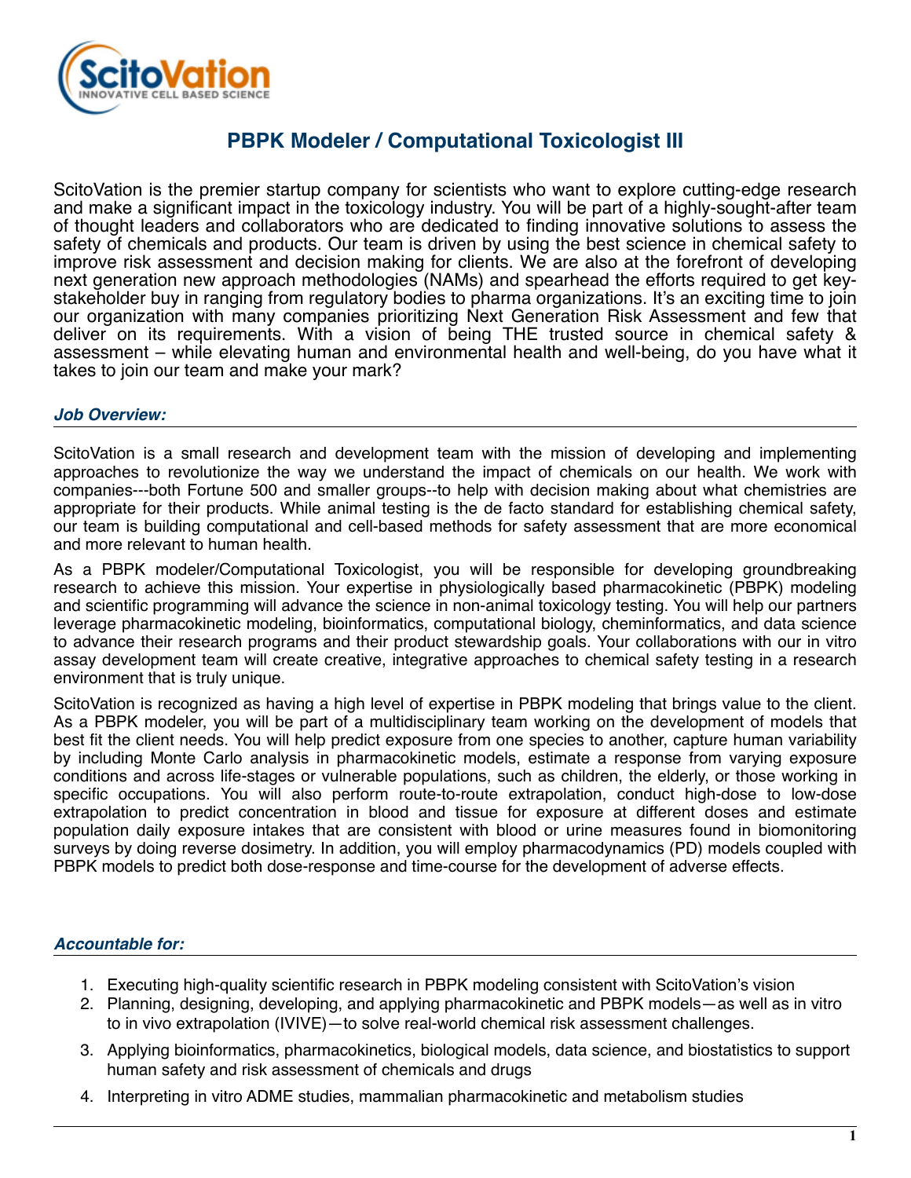# PBPK Modeler / Computational Toxicologist III

ScitoVation is the premier startup company for scientists who want to explore cutting-edge research and make a significant impact in the toxicology industry. You will be part of a highly-sought-after team of thought leaders and collaborators who are dedicated to finding innovative solutions to assess the safety of chemicals and products. Our team is driven by using the best science in chemical safety to improve risk assessment and decision making for clients. We are also at the forefront of developing next generation new approach methodologies (NAMs) and spearhead the efforts required to get key-stakeholder buy in ranging from regulatory bodies to pharma organizations. It's an exciting time to join our organization with many companies prioritizing Next Generation Risk Assessment and few that deliver on its requirements. With a vision of being THE trusted source in chemical safety & assessment – while elevating human and environmental health and well-being, do you have what it takes to join our team and make your mark?

## *Job Overview:*

ScitoVation is a small research and development team with the mission of developing and implementing approaches to revolutionize the way we understand the impact of chemicals on our health. We work with companies---both Fortune 500 and smaller groups--to help with decision making about what chemistries are appropriate for their products. While animal testing is the de facto standard for establishing chemical safety, our team is building computational and cell-based methods for safety assessment that are more economical and more relevant to human health.

As a PBPK modeler/Computational Toxicologist, you will be responsible for developing groundbreaking research to achieve this mission. Your expertise in physiologically based pharmacokinetic (PBPK) modeling and scientific programming will advance the science in non-animal toxicology testing. You will help our partners leverage pharmacokinetic modeling, bioinformatics, computational biology, cheminformatics, and data science to advance their research programs and their product stewardship goals. Your collaborations with our in vitro assay development team will create creative, integrative approaches to chemical safety testing in a research environment that is truly unique.

ScitoVation is recognized as having a high level of expertise in PBPK modeling that brings value to the client. As a PBPK modeler, you will be part of a multidisciplinary team working on the development of models that best fit the client needs. You will help predict exposure from one species to another, capture human variability by including Monte Carlo analysis in pharmacokinetic models, estimate a response from varying exposure conditions and across life-stages or vulnerable populations, such as children, the elderly, or those working in specific occupations. You will also perform route-to-route extrapolation, conduct high-dose to low-dose extrapolation to predict concentration in blood and tissue for exposure at different doses and estimate population daily exposure intakes that are consistent with blood or urine measures found in biomonitoring surveys by doing reverse dosimetry. In addition, you will employ pharmacodynamics (PD) models coupled with PBPK models to predict both dose-response and time-course for the development of adverse effects.

## *Accountable for:*

1. Executing high-quality scientific research in PBPK modeling consistent with ScitoVation's vision
2. Planning, designing, developing, and applying pharmacokinetic and PBPK models—as well as in vitro to in vivo extrapolation (IVIVE)—to solve real-world chemical risk assessment challenges.
3. Applying bioinformatics, pharmacokinetics, biological models, data science, and biostatistics to support human safety and risk assessment of chemicals and drugs
4. Interpreting in vitro ADME studies, mammalian pharmacokinetic and metabolism studies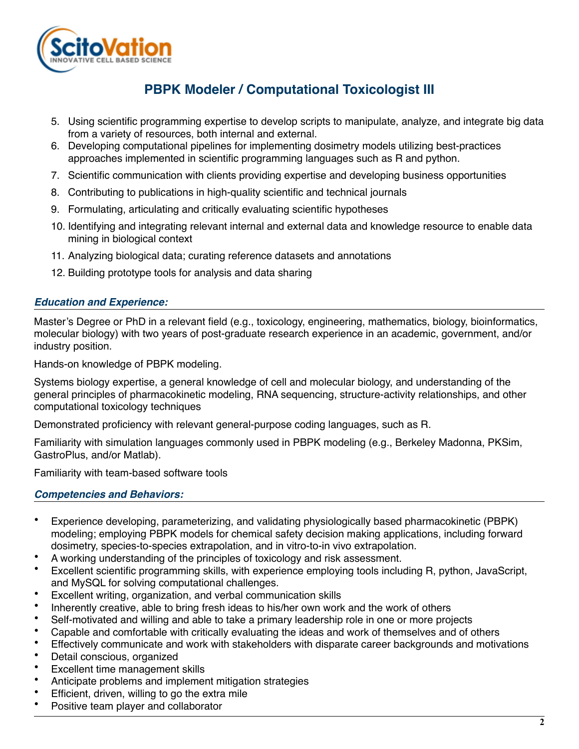# PBPK Modeler / Computational Toxicologist III

5. Using scientific programming expertise to develop scripts to manipulate, analyze, and integrate big data from a variety of resources, both internal and external.
6. Developing computational pipelines for implementing dosimetry models utilizing best-practices approaches implemented in scientific programming languages such as R and python.
7. Scientific communication with clients providing expertise and developing business opportunities
8. Contributing to publications in high-quality scientific and technical journals
9. Formulating, articulating and critically evaluating scientific hypotheses
10. Identifying and integrating relevant internal and external data and knowledge resource to enable data mining in biological context
11. Analyzing biological data; curating reference datasets and annotations
12. Building prototype tools for analysis and data sharing

### *Education and Experience:*

Master's Degree or PhD in a relevant field (e.g., toxicology, engineering, mathematics, biology, bioinformatics, molecular biology) with two years of post-graduate research experience in an academic, government, and/or industry position.

Hands-on knowledge of PBPK modeling.

Systems biology expertise, a general knowledge of cell and molecular biology, and understanding of the general principles of pharmacokinetic modeling, RNA sequencing, structure-activity relationships, and other computational toxicology techniques

Demonstrated proficiency with relevant general-purpose coding languages, such as R.

Familiarity with simulation languages commonly used in PBPK modeling (e.g., Berkeley Madonna, PKSim, GastroPlus, and/or Matlab).

Familiarity with team-based software tools

### *Competencies and Behaviors:*

- Experience developing, parameterizing, and validating physiologically based pharmacokinetic (PBPK) modeling; employing PBPK models for chemical safety decision making applications, including forward dosimetry, species-to-species extrapolation, and in vitro-to-in vivo extrapolation.
- A working understanding of the principles of toxicology and risk assessment.
- Excellent scientific programming skills, with experience employing tools including R, python, JavaScript, and MySQL for solving computational challenges.
- Excellent writing, organization, and verbal communication skills
- Inherently creative, able to bring fresh ideas to his/her own work and the work of others
- Self-motivated and willing and able to take a primary leadership role in one or more projects
- Capable and comfortable with critically evaluating the ideas and work of themselves and of others
- Effectively communicate and work with stakeholders with disparate career backgrounds and motivations
- Detail conscious, organized
- Excellent time management skills
- Anticipate problems and implement mitigation strategies
- Efficient, driven, willing to go the extra mile
- Positive team player and collaborator